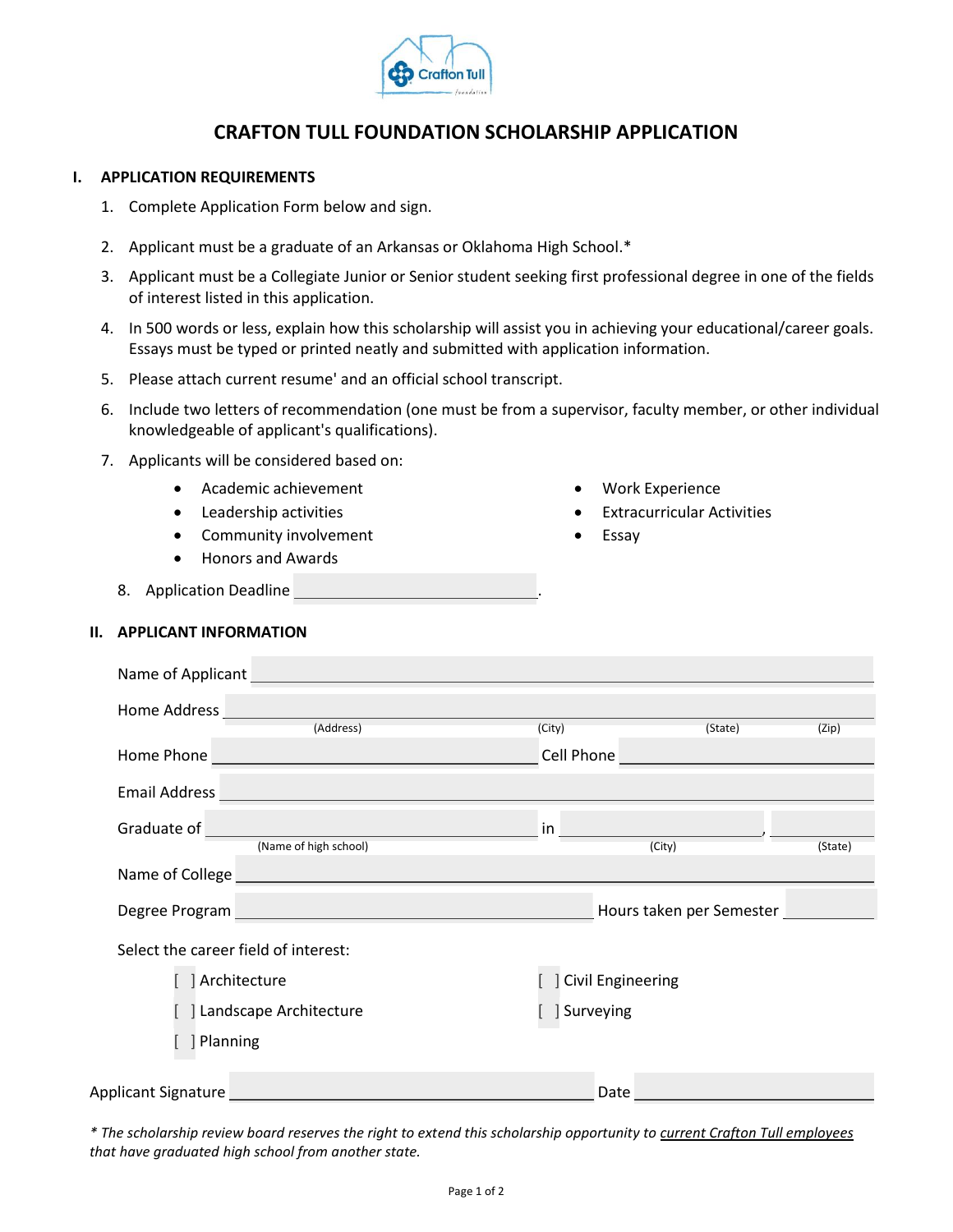# CRAFTON TULL FOUNDATION SCHOLARSHIP APPLICATION

## I. APPLICATION REQUIREMENTS

1. Complete Application Form below and sign.
2. Applicant must be a graduate of an Arkansas or Oklahoma High School.*
3. Applicant must be a Collegiate Junior or Senior student seeking first professional degree in one of the fields of interest listed in this application.
4. In 500 words or less, explain how this scholarship will assist you in achieving your educational/career goals. Essays must be typed or printed neatly and submitted with application information.
5. Please attach current resume' and an official school transcript.
6. Include two letters of recommendation (one must be from a supervisor, faculty member, or other individual knowledgeable of applicant's qualifications).
7. Applicants will be considered based on:
   - Academic achievement
   - Leadership activities
   - Community involvement
   - Honors and Awards
   - Work Experience
   - Extracurricular Activities
   - Essay
8. Application Deadline ______________________.

## II. APPLICANT INFORMATION

Name of Applicant ______________________________________________

Home Address ______________________________________________
(Address) (City) (State) (Zip)

Home Phone ______________________ Cell Phone ______________________

Email Address ______________________________________________

Graduate of ______________________ in ______________________, __________
(Name of high school) (City) (State)

Name of College ______________________________________________

Degree Program ______________________ Hours taken per Semester __________

Select the career field of interest:

[ ] Architecture

[ ] Landscape Architecture

[ ] Planning

[ ] Civil Engineering

[ ] Surveying

Applicant Signature ______________________ Date ______________________

*\* The scholarship review board reserves the right to extend this scholarship opportunity to current Crafton Tull employees that have graduated high school from another state.*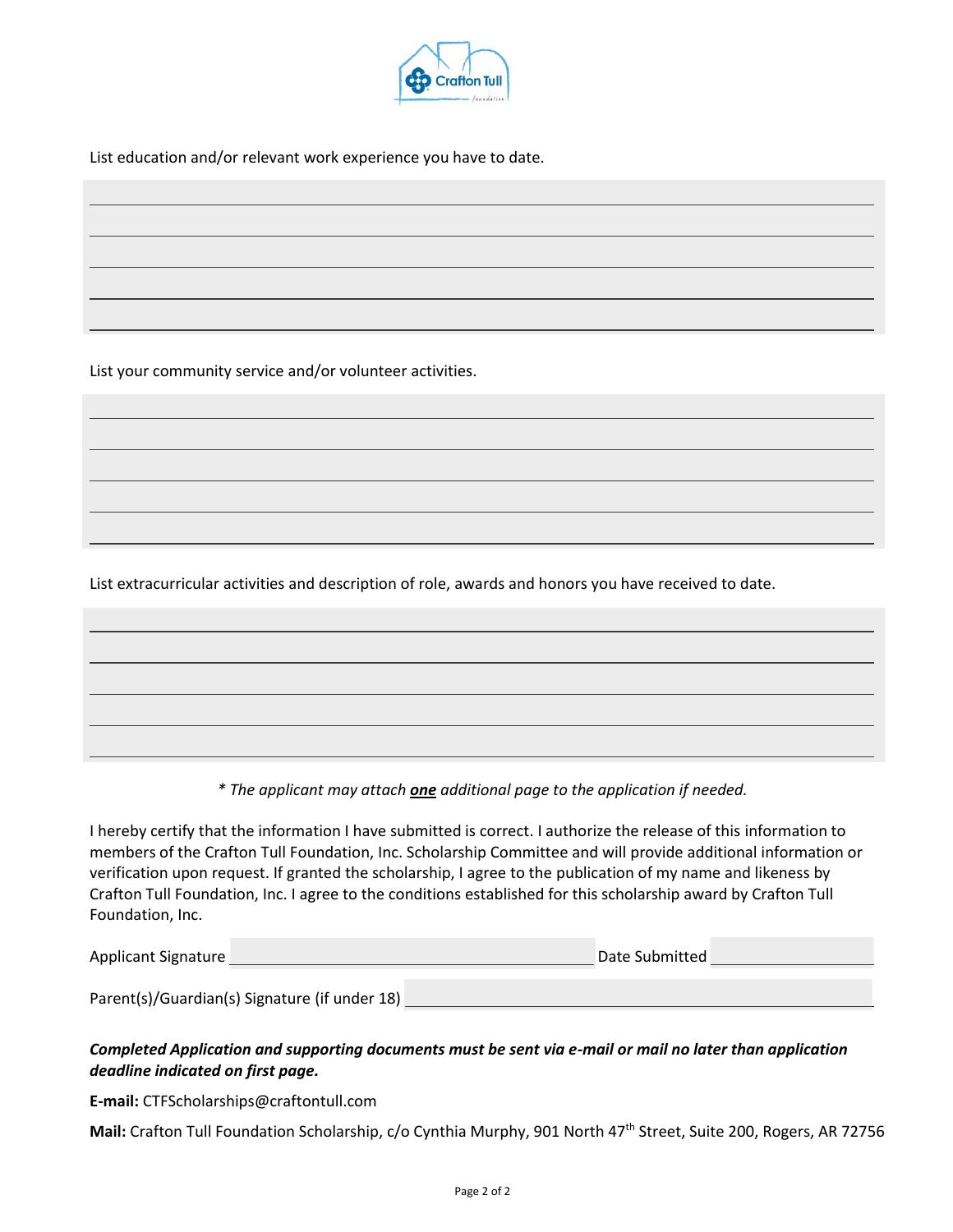List education and/or relevant work experience you have to date.

List your community service and/or volunteer activities.

List extracurricular activities and description of role, awards and honors you have received to date.

*\* The applicant may attach **one** additional page to the application if needed.*

I hereby certify that the information I have submitted is correct. I authorize the release of this information to members of the Crafton Tull Foundation, Inc. Scholarship Committee and will provide additional information or verification upon request. If granted the scholarship, I agree to the publication of my name and likeness by Crafton Tull Foundation, Inc. I agree to the conditions established for this scholarship award by Crafton Tull Foundation, Inc.

Applicant Signature ______________________ Date Submitted ____________

Parent(s)/Guardian(s) Signature (if under 18) ______________________

***Completed Application and supporting documents must be sent via e-mail or mail no later than application deadline indicated on first page.***

**E-mail:** CTFScholarships@craftontull.com

**Mail:** Crafton Tull Foundation Scholarship, c/o Cynthia Murphy, 901 North 47th Street, Suite 200, Rogers, AR 72756